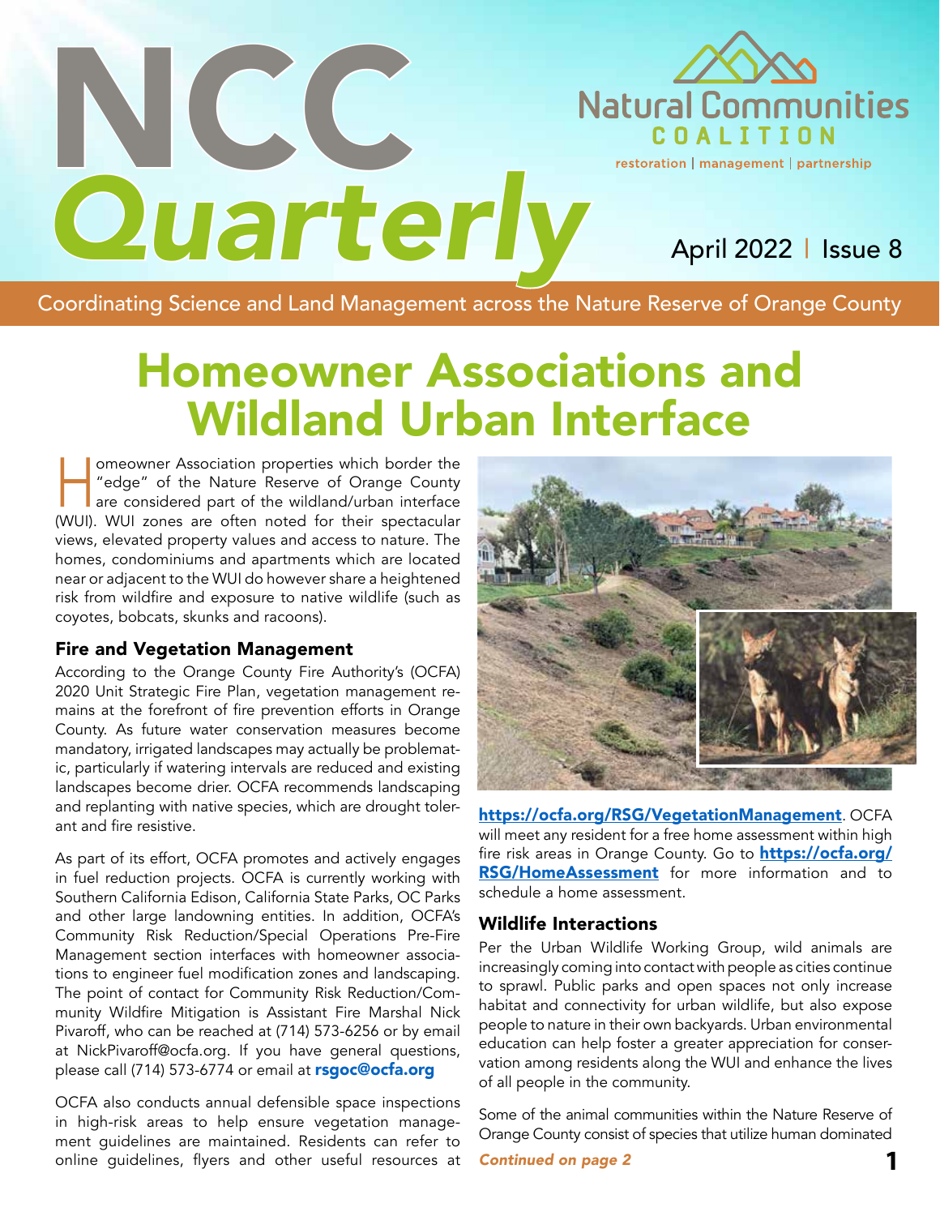# NCC Quarterly

Natural Communities COALITION

restoration | management | partnership

April 2022 | Issue 8

Coordinating Science and Land Management across the Nature Reserve of Orange County

## Homeowner Associations and Wildland Urban Interface

Homeowner Association properties which border the "edge" of the Nature Reserve of Orange County are considered part of the wildland/urban interface (WUI). WUI zones are often noted for their spectacular views, elevated property values and access to nature. The homes, condominiums and apartments which are located near or adjacent to the WUI do however share a heightened risk from wildfire and exposure to native wildlife (such as coyotes, bobcats, skunks and racoons).

### Fire and Vegetation Management

According to the Orange County Fire Authority's (OCFA) 2020 Unit Strategic Fire Plan, vegetation management remains at the forefront of fire prevention efforts in Orange County. As future water conservation measures become mandatory, irrigated landscapes may actually be problematic, particularly if watering intervals are reduced and existing landscapes become drier. OCFA recommends landscaping and replanting with native species, which are drought tolerant and fire resistive.

As part of its effort, OCFA promotes and actively engages in fuel reduction projects. OCFA is currently working with Southern California Edison, California State Parks, OC Parks and other large landowning entities. In addition, OCFA's Community Risk Reduction/Special Operations Pre-Fire Management section interfaces with homeowner associations to engineer fuel modification zones and landscaping. The point of contact for Community Risk Reduction/Community Wildfire Mitigation is Assistant Fire Marshal Nick Pivaroff, who can be reached at (714) 573-6256 or by email at NickPivaroff@ocfa.org. If you have general questions, please call (714) 573-6774 or email at **rsgoc@ocfa.org**

OCFA also conducts annual defensible space inspections in high-risk areas to help ensure vegetation management guidelines are maintained. Residents can refer to online guidelines, flyers and other useful resources at **https://ocfa.org/RSG/VegetationManagement**. OCFA will meet any resident for a free home assessment within high fire risk areas in Orange County. Go to **https://ocfa.org/RSG/HomeAssessment** for more information and to schedule a home assessment.

### Wildlife Interactions

Per the Urban Wildlife Working Group, wild animals are increasingly coming into contact with people as cities continue to sprawl. Public parks and open spaces not only increase habitat and connectivity for urban wildlife, but also expose people to nature in their own backyards. Urban environmental education can help foster a greater appreciation for conservation among residents along the WUI and enhance the lives of all people in the community.

Some of the animal communities within the Nature Reserve of Orange County consist of species that utilize human dominated

*Continued on page 2*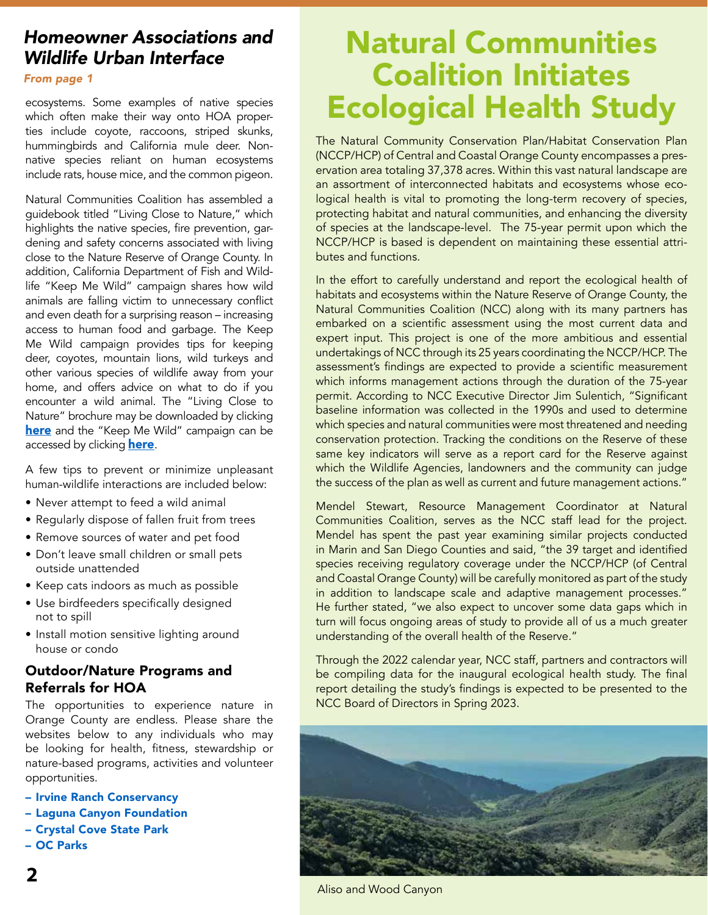## *Homeowner Associations and Wildlife Urban Interface*

*From page 1*

ecosystems. Some examples of native species which often make their way onto HOA properties include coyote, raccoons, striped skunks, hummingbirds and California mule deer. Non-native species reliant on human ecosystems include rats, house mice, and the common pigeon.

Natural Communities Coalition has assembled a guidebook titled "Living Close to Nature," which highlights the native species, fire prevention, gardening and safety concerns associated with living close to the Nature Reserve of Orange County. In addition, California Department of Fish and Wildlife "Keep Me Wild" campaign shares how wild animals are falling victim to unnecessary conflict and even death for a surprising reason – increasing access to human food and garbage. The Keep Me Wild campaign provides tips for keeping deer, coyotes, mountain lions, wild turkeys and other various species of wildlife away from your home, and offers advice on what to do if you encounter a wild animal. The "Living Close to Nature" brochure may be downloaded by clicking **here** and the "Keep Me Wild" campaign can be accessed by clicking **here**.

A few tips to prevent or minimize unpleasant human-wildlife interactions are included below:

- Never attempt to feed a wild animal
- Regularly dispose of fallen fruit from trees
- Remove sources of water and pet food
- Don't leave small children or small pets outside unattended
- Keep cats indoors as much as possible
- Use birdfeeders specifically designed not to spill
- Install motion sensitive lighting around house or condo

### Outdoor/Nature Programs and Referrals for HOA

The opportunities to experience nature in Orange County are endless. Please share the websites below to any individuals who may be looking for health, fitness, stewardship or nature-based programs, activities and volunteer opportunities.

**– Irvine Ranch Conservancy**
**– Laguna Canyon Foundation**
**– Crystal Cove State Park**
**– OC Parks**

# Natural Communities Coalition Initiates Ecological Health Study

The Natural Community Conservation Plan/Habitat Conservation Plan (NCCP/HCP) of Central and Coastal Orange County encompasses a preservation area totaling 37,378 acres. Within this vast natural landscape are an assortment of interconnected habitats and ecosystems whose ecological health is vital to promoting the long-term recovery of species, protecting habitat and natural communities, and enhancing the diversity of species at the landscape-level. The 75-year permit upon which the NCCP/HCP is based is dependent on maintaining these essential attributes and functions.

In the effort to carefully understand and report the ecological health of habitats and ecosystems within the Nature Reserve of Orange County, the Natural Communities Coalition (NCC) along with its many partners has embarked on a scientific assessment using the most current data and expert input. This project is one of the more ambitious and essential undertakings of NCC through its 25 years coordinating the NCCP/HCP. The assessment's findings are expected to provide a scientific measurement which informs management actions through the duration of the 75-year permit. According to NCC Executive Director Jim Sulentich, "Significant baseline information was collected in the 1990s and used to determine which species and natural communities were most threatened and needing conservation protection. Tracking the conditions on the Reserve of these same key indicators will serve as a report card for the Reserve against which the Wildlife Agencies, landowners and the community can judge the success of the plan as well as current and future management actions."

Mendel Stewart, Resource Management Coordinator at Natural Communities Coalition, serves as the NCC staff lead for the project. Mendel has spent the past year examining similar projects conducted in Marin and San Diego Counties and said, "the 39 target and identified species receiving regulatory coverage under the NCCP/HCP (of Central and Coastal Orange County) will be carefully monitored as part of the study in addition to landscape scale and adaptive management processes." He further stated, "we also expect to uncover some data gaps which in turn will focus ongoing areas of study to provide all of us a much greater understanding of the overall health of the Reserve."

Through the 2022 calendar year, NCC staff, partners and contractors will be compiling data for the inaugural ecological health study. The final report detailing the study's findings is expected to be presented to the NCC Board of Directors in Spring 2023.

Aliso and Wood Canyon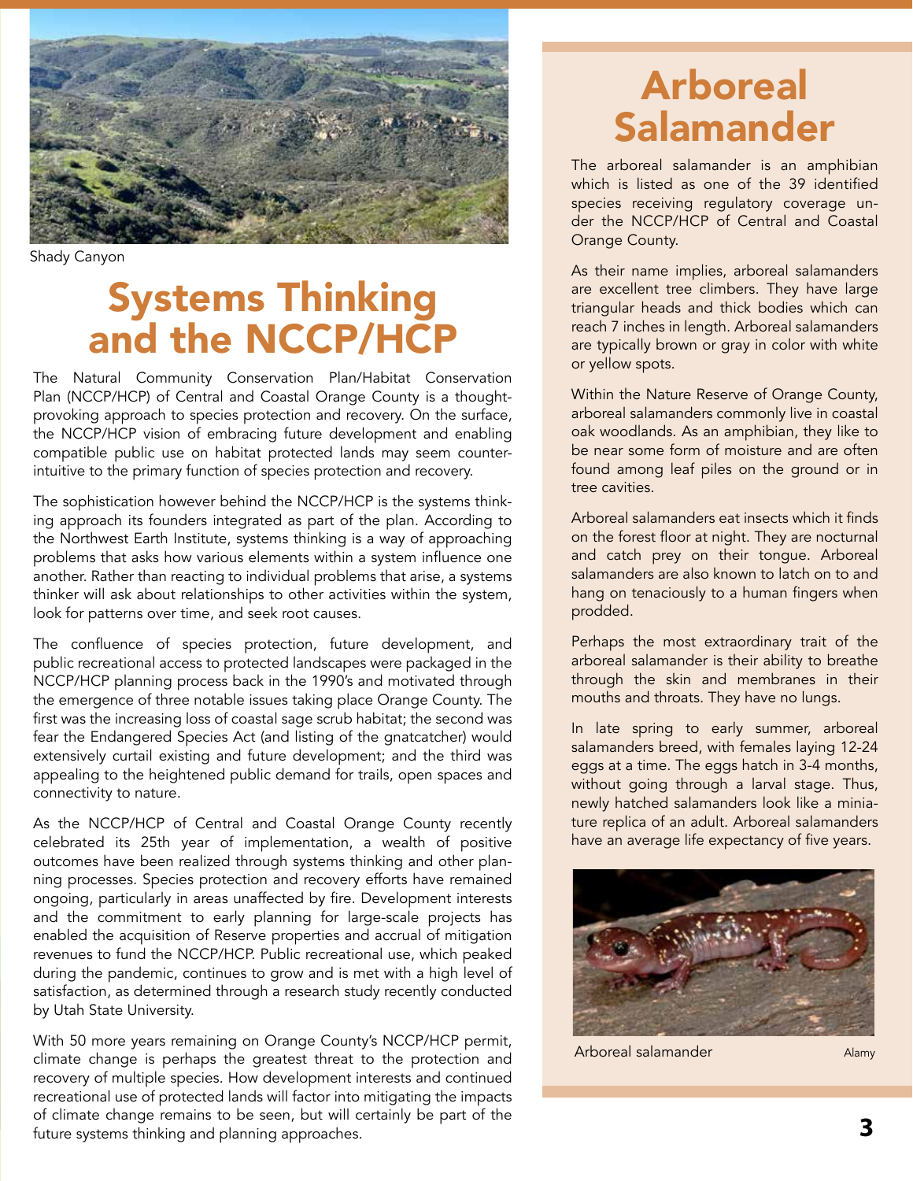Shady Canyon

# Systems Thinking and the NCCP/HCP

The Natural Community Conservation Plan/Habitat Conservation Plan (NCCP/HCP) of Central and Coastal Orange County is a thought-provoking approach to species protection and recovery. On the surface, the NCCP/HCP vision of embracing future development and enabling compatible public use on habitat protected lands may seem counter-intuitive to the primary function of species protection and recovery.

The sophistication however behind the NCCP/HCP is the systems thinking approach its founders integrated as part of the plan. According to the Northwest Earth Institute, systems thinking is a way of approaching problems that asks how various elements within a system influence one another. Rather than reacting to individual problems that arise, a systems thinker will ask about relationships to other activities within the system, look for patterns over time, and seek root causes.

The confluence of species protection, future development, and public recreational access to protected landscapes were packaged in the NCCP/HCP planning process back in the 1990's and motivated through the emergence of three notable issues taking place Orange County. The first was the increasing loss of coastal sage scrub habitat; the second was fear the Endangered Species Act (and listing of the gnatcatcher) would extensively curtail existing and future development; and the third was appealing to the heightened public demand for trails, open spaces and connectivity to nature.

As the NCCP/HCP of Central and Coastal Orange County recently celebrated its 25th year of implementation, a wealth of positive outcomes have been realized through systems thinking and other planning processes. Species protection and recovery efforts have remained ongoing, particularly in areas unaffected by fire. Development interests and the commitment to early planning for large-scale projects has enabled the acquisition of Reserve properties and accrual of mitigation revenues to fund the NCCP/HCP. Public recreational use, which peaked during the pandemic, continues to grow and is met with a high level of satisfaction, as determined through a research study recently conducted by Utah State University.

With 50 more years remaining on Orange County's NCCP/HCP permit, climate change is perhaps the greatest threat to the protection and recovery of multiple species. How development interests and continued recreational use of protected lands will factor into mitigating the impacts of climate change remains to be seen, but will certainly be part of the future systems thinking and planning approaches.

# Arboreal Salamander

The arboreal salamander is an amphibian which is listed as one of the 39 identified species receiving regulatory coverage under the NCCP/HCP of Central and Coastal Orange County.

As their name implies, arboreal salamanders are excellent tree climbers. They have large triangular heads and thick bodies which can reach 7 inches in length. Arboreal salamanders are typically brown or gray in color with white or yellow spots.

Within the Nature Reserve of Orange County, arboreal salamanders commonly live in coastal oak woodlands. As an amphibian, they like to be near some form of moisture and are often found among leaf piles on the ground or in tree cavities.

Arboreal salamanders eat insects which it finds on the forest floor at night. They are nocturnal and catch prey on their tongue. Arboreal salamanders are also known to latch on to and hang on tenaciously to a human fingers when prodded.

Perhaps the most extraordinary trait of the arboreal salamander is their ability to breathe through the skin and membranes in their mouths and throats. They have no lungs.

In late spring to early summer, arboreal salamanders breed, with females laying 12-24 eggs at a time. The eggs hatch in 3-4 months, without going through a larval stage. Thus, newly hatched salamanders look like a miniature replica of an adult. Arboreal salamanders have an average life expectancy of five years.

Arboreal salamander — Alamy